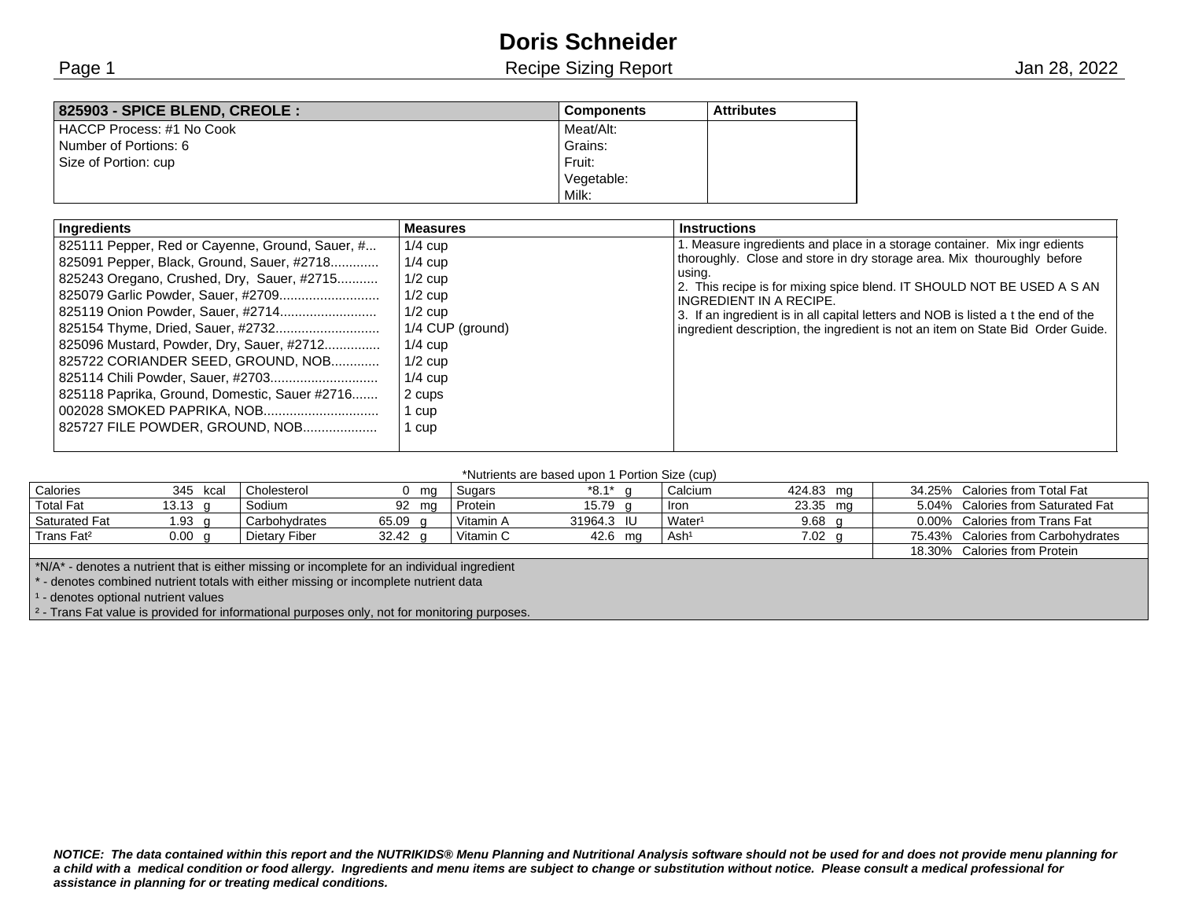# Doris Schneider

## Recipe Sizing Report

Jan 28, 2022

| 825903 - SPICE BLEND, CREOLE : | Components | Attributes |
|---|---|---|
| HACCP Process: #1 No Cook | Meat/Alt: | |
| Number of Portions: 6 | Grains: | |
| Size of Portion: cup | Fruit: | |
| | Vegetable: | |
| | Milk: | |

| Ingredients | Measures | Instructions |
|---|---|---|
| 825111 Pepper, Red or Cayenne, Ground, Sauer, #... | 1/4 cup | 1. Measure ingredients and place in a storage container. Mix ingr edients thoroughly. Close and store in dry storage area. Mix thouroughly before using. 2. This recipe is for mixing spice blend. IT SHOULD NOT BE USED A S AN INGREDIENT IN A RECIPE. 3. If an ingredient is in all capital letters and NOB is listed a t the end of the ingredient description, the ingredient is not an item on State Bid Order Guide. |
| 825091 Pepper, Black, Ground, Sauer, #2718............ | 1/4 cup | |
| 825243 Oregano, Crushed, Dry, Sauer, #2715........... | 1/2 cup | |
| 825079 Garlic Powder, Sauer, #2709.......................... | 1/2 cup | |
| 825119 Onion Powder, Sauer, #2714.......................... | 1/2 cup | |
| 825154 Thyme, Dried, Sauer, #2732........................... | 1/4 CUP (ground) | |
| 825096 Mustard, Powder, Dry, Sauer, #2712............... | 1/4 cup | |
| 825722 CORIANDER SEED, GROUND, NOB............ | 1/2 cup | |
| 825114 Chili Powder, Sauer, #2703............................ | 1/4 cup | |
| 825118 Paprika, Ground, Domestic, Sauer #2716....... | 2 cups | |
| 002028 SMOKED PAPRIKA, NOB.............................. | 1 cup | |
| 825727 FILE POWDER, GROUND, NOB................... | 1 cup | |

*Nutrients are based upon 1 Portion Size (cup)

| Nutrient | Amount | Nutrient | Amount | Nutrient | Amount | Nutrient | Amount | % | Calories from |
|---|---|---|---|---|---|---|---|---|---|
| Calories | 345 kcal | Cholesterol | 0 mg | Sugars | *8.1* g | Calcium | 424.83 mg | 34.25% | Calories from Total Fat |
| Total Fat | 13.13 g | Sodium | 92 mg | Protein | 15.79 g | Iron | 23.35 mg | 5.04% | Calories from Saturated Fat |
| Saturated Fat | 1.93 g | Carbohydrates | 65.09 g | Vitamin A | 31964.3 IU | Water[1] | 9.68 g | 0.00% | Calories from Trans Fat |
| Trans Fat[2] | 0.00 g | Dietary Fiber | 32.42 g | Vitamin C | 42.6 mg | Ash[1] | 7.02 g | 75.43% | Calories from Carbohydrates |
| | | | | | | | | 18.30% | Calories from Protein |

*N/A* - denotes a nutrient that is either missing or incomplete for an individual ingredient

* - denotes combined nutrient totals with either missing or incomplete nutrient data

[1] - denotes optional nutrient values

[2] - Trans Fat value is provided for informational purposes only, not for monitoring purposes.

***NOTICE: The data contained within this report and the NUTRIKIDS® Menu Planning and Nutritional Analysis software should not be used for and does not provide menu planning for a child with a medical condition or food allergy. Ingredients and menu items are subject to change or substitution without notice. Please consult a medical professional for assistance in planning for or treating medical conditions.***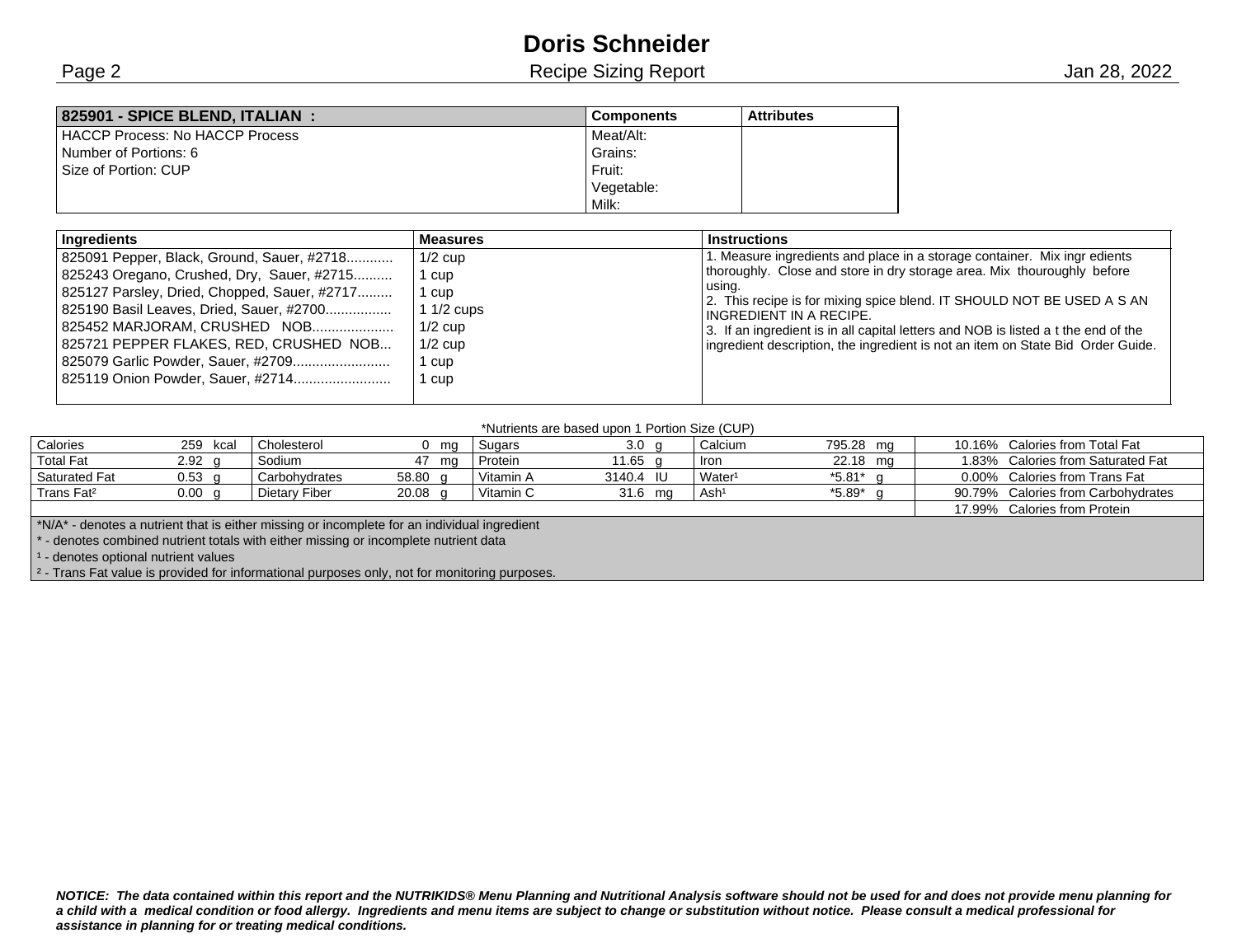| 825901 - SPICE BLEND, ITALIAN : | Components | Attributes |
|---|---|---|
| HACCP Process: No HACCP Process | Meat/Alt: | |
| Number of Portions: 6 | Grains: | |
| Size of Portion: CUP | Fruit: | |
| | Vegetable: | |
| | Milk: | |

| Ingredients | Measures | Instructions |
|---|---|---|
| 825091 Pepper, Black, Ground, Sauer, #2718............ | 1/2 cup | 1. Measure ingredients and place in a storage container. Mix ingr edients thoroughly. Close and store in dry storage area. Mix thouroughly before using.<br>2. This recipe is for mixing spice blend. IT SHOULD NOT BE USED A S AN INGREDIENT IN A RECIPE.<br>3. If an ingredient is in all capital letters and NOB is listed a t the end of the ingredient description, the ingredient is not an item on State Bid Order Guide. |
| 825243 Oregano, Crushed, Dry, Sauer, #2715.......... | 1 cup | |
| 825127 Parsley, Dried, Chopped, Sauer, #2717......... | 1 cup | |
| 825190 Basil Leaves, Dried, Sauer, #2700................. | 1 1/2 cups | |
| 825452 MARJORAM, CRUSHED NOB..................... | 1/2 cup | |
| 825721 PEPPER FLAKES, RED, CRUSHED NOB... | 1/2 cup | |
| 825079 Garlic Powder, Sauer, #2709......................... | 1 cup | |
| 825119 Onion Powder, Sauer, #2714......................... | 1 cup | |

*Nutrients are based upon 1 Portion Size (CUP)

| | | | | | | | | | |
|---|---|---|---|---|---|---|---|---|---|
| Calories | 259 kcal | Cholesterol | 0 mg | Sugars | 3.0 g | Calcium | 795.28 mg | 10.16% | Calories from Total Fat |
| Total Fat | 2.92 g | Sodium | 47 mg | Protein | 11.65 g | Iron | 22.18 mg | 1.83% | Calories from Saturated Fat |
| Saturated Fat | 0.53 g | Carbohydrates | 58.80 g | Vitamin A | 3140.4 IU | Water[1] | *5.81* g | 0.00% | Calories from Trans Fat |
| Trans Fat[2] | 0.00 g | Dietary Fiber | 20.08 g | Vitamin C | 31.6 mg | Ash[1] | *5.89* g | 90.79% | Calories from Carbohydrates |
| | | | | | | | | 17.99% | Calories from Protein |

*N/A* - denotes a nutrient that is either missing or incomplete for an individual ingredient
* - denotes combined nutrient totals with either missing or incomplete nutrient data
[1] - denotes optional nutrient values
[2] - Trans Fat value is provided for informational purposes only, not for monitoring purposes.

*NOTICE: The data contained within this report and the NUTRIKIDS® Menu Planning and Nutritional Analysis software should not be used for and does not provide menu planning for a child with a medical condition or food allergy. Ingredients and menu items are subject to change or substitution without notice. Please consult a medical professional for assistance in planning for or treating medical conditions.*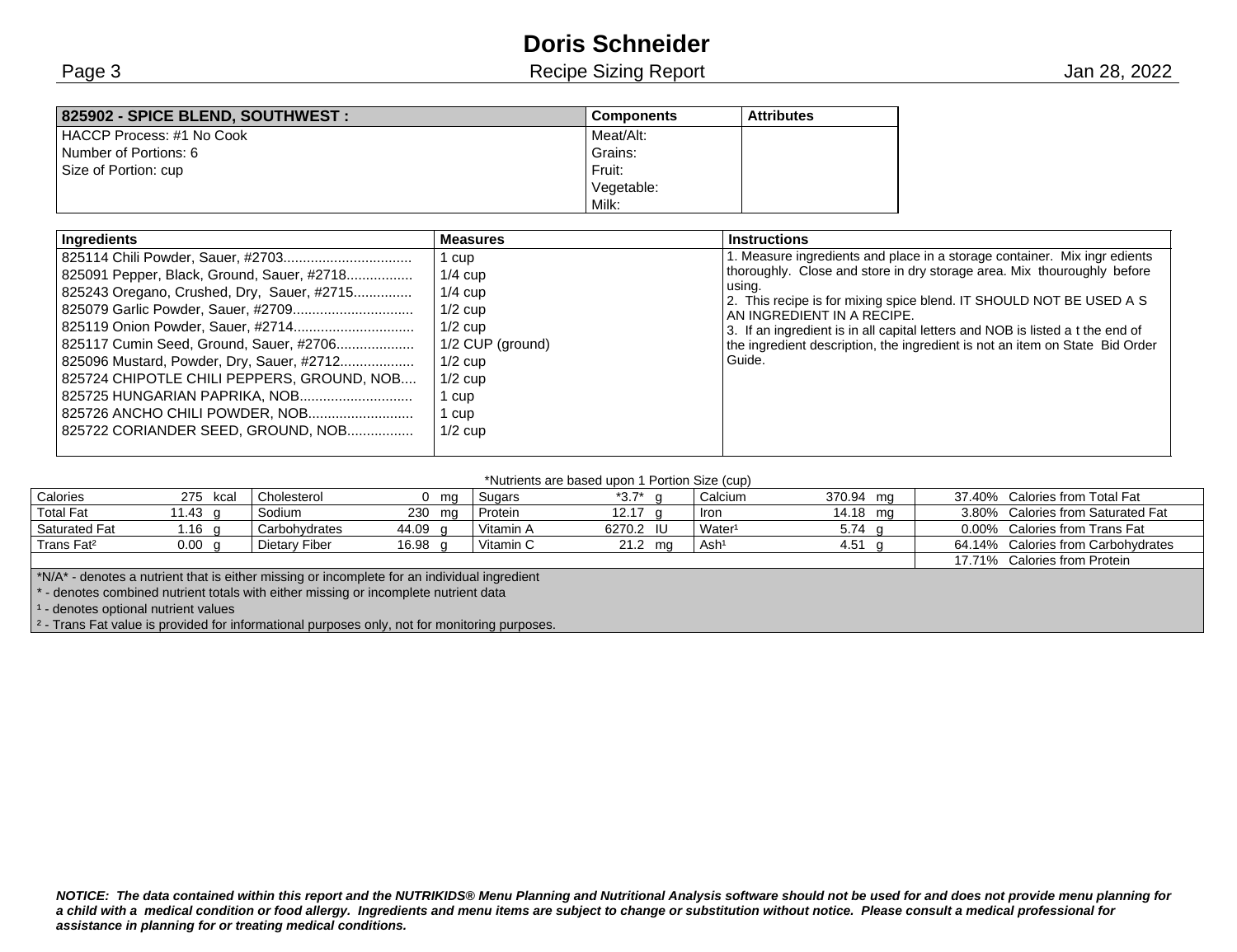# Doris Schneider

Recipe Sizing Report

| 825902 - SPICE BLEND, SOUTHWEST : | Components | Attributes |
|---|---|---|
| HACCP Process: #1 No Cook | Meat/Alt: | |
| Number of Portions: 6 | Grains: | |
| Size of Portion: cup | Fruit: | |
| | Vegetable: | |
| | Milk: | |

| Ingredients | Measures | Instructions |
|---|---|---|
| 825114 Chili Powder, Sauer, #2703................................ | 1 cup | 1. Measure ingredients and place in a storage container. Mix ingr edients thoroughly. Close and store in dry storage area. Mix thouroughly before using. 2. This recipe is for mixing spice blend. IT SHOULD NOT BE USED A S AN INGREDIENT IN A RECIPE. 3. If an ingredient is in all capital letters and NOB is listed a t the end of the ingredient description, the ingredient is not an item on State Bid Order Guide. |
| 825091 Pepper, Black, Ground, Sauer, #2718................. | 1/4 cup | |
| 825243 Oregano, Crushed, Dry, Sauer, #2715............... | 1/4 cup | |
| 825079 Garlic Powder, Sauer, #2709.............................. | 1/2 cup | |
| 825119 Onion Powder, Sauer, #2714.............................. | 1/2 cup | |
| 825117 Cumin Seed, Ground, Sauer, #2706................... | 1/2 CUP (ground) | |
| 825096 Mustard, Powder, Dry, Sauer, #2712................... | 1/2 cup | |
| 825724 CHIPOTLE CHILI PEPPERS, GROUND, NOB.... | 1/2 cup | |
| 825725 HUNGARIAN PAPRIKA, NOB............................ | 1 cup | |
| 825726 ANCHO CHILI POWDER, NOB.......................... | 1 cup | |
| 825722 CORIANDER SEED, GROUND, NOB................. | 1/2 cup | |

*Nutrients are based upon 1 Portion Size (cup)

| | | | | | | | | | | |
|---|---|---|---|---|---|---|---|---|---|---|
| Calories | 275 kcal | Cholesterol | 0 mg | Sugars | *3.7* g | Calcium | 370.94 mg | 37.40% | Calories from Total Fat |
| Total Fat | 11.43 g | Sodium | 230 mg | Protein | 12.17 g | Iron | 14.18 mg | 3.80% | Calories from Saturated Fat |
| Saturated Fat | 1.16 g | Carbohydrates | 44.09 g | Vitamin A | 6270.2 IU | Water[1] | 5.74 g | 0.00% | Calories from Trans Fat |
| Trans Fat[2] | 0.00 g | Dietary Fiber | 16.98 g | Vitamin C | 21.2 mg | Ash[1] | 4.51 g | 64.14% | Calories from Carbohydrates |
| | | | | | | | | 17.71% | Calories from Protein |

*N/A* - denotes a nutrient that is either missing or incomplete for an individual ingredient

* - denotes combined nutrient totals with either missing or incomplete nutrient data

[1] - denotes optional nutrient values

[2] - Trans Fat value is provided for informational purposes only, not for monitoring purposes.

***NOTICE: The data contained within this report and the NUTRIKIDS® Menu Planning and Nutritional Analysis software should not be used for and does not provide menu planning for a child with a medical condition or food allergy. Ingredients and menu items are subject to change or substitution without notice. Please consult a medical professional for assistance in planning for or treating medical conditions.***